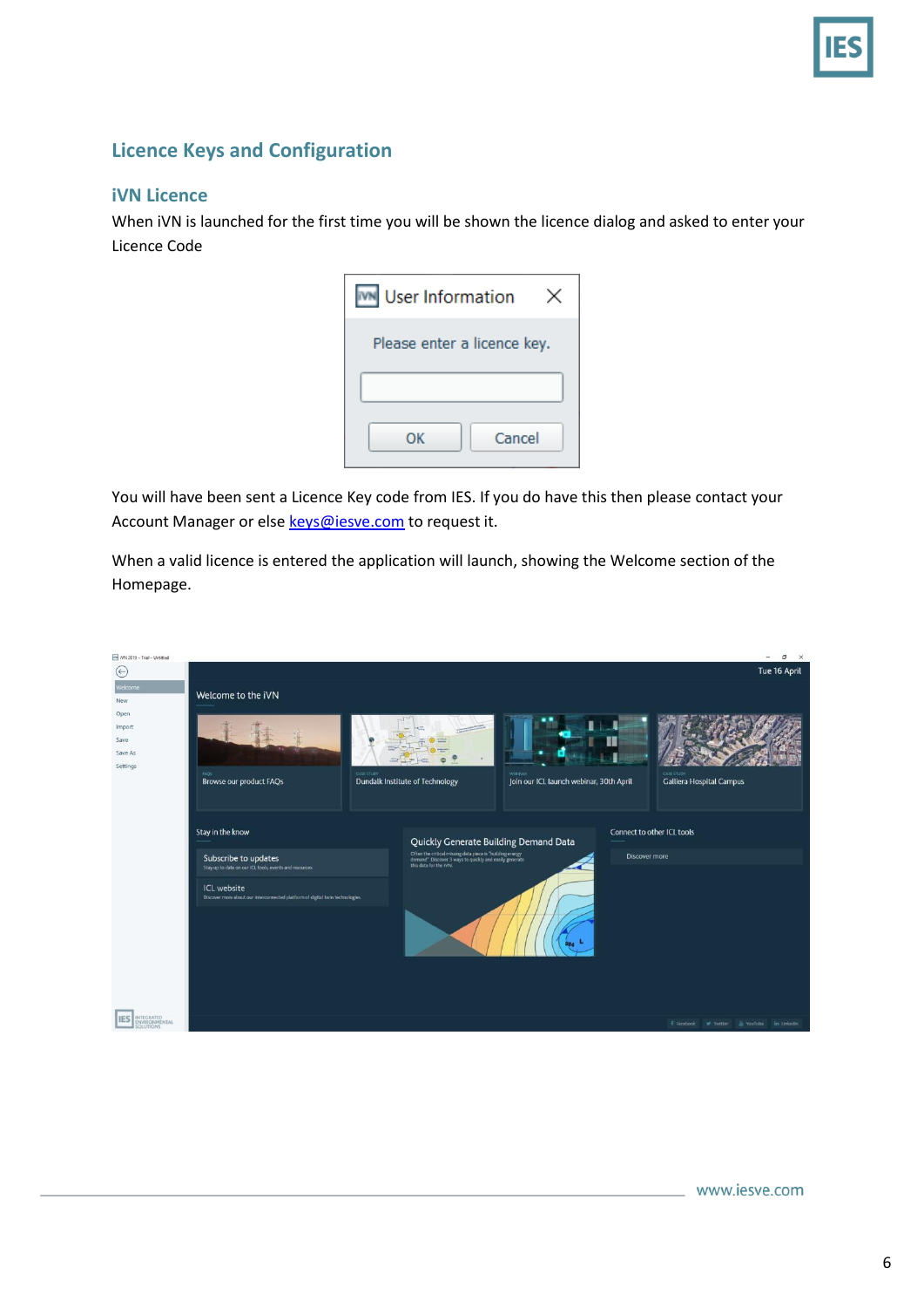## Licence Keys and Configuration

### iVN Licence

When iVN is launched for the first time you will be shown the licence dialog and asked to enter your Licence Code

You will have been sent a Licence Key code from IES. If you do have this then please contact your Account Manager or else keys@iesve.com to request it.

When a valid licence is entered the application will launch, showing the Welcome section of the Homepage.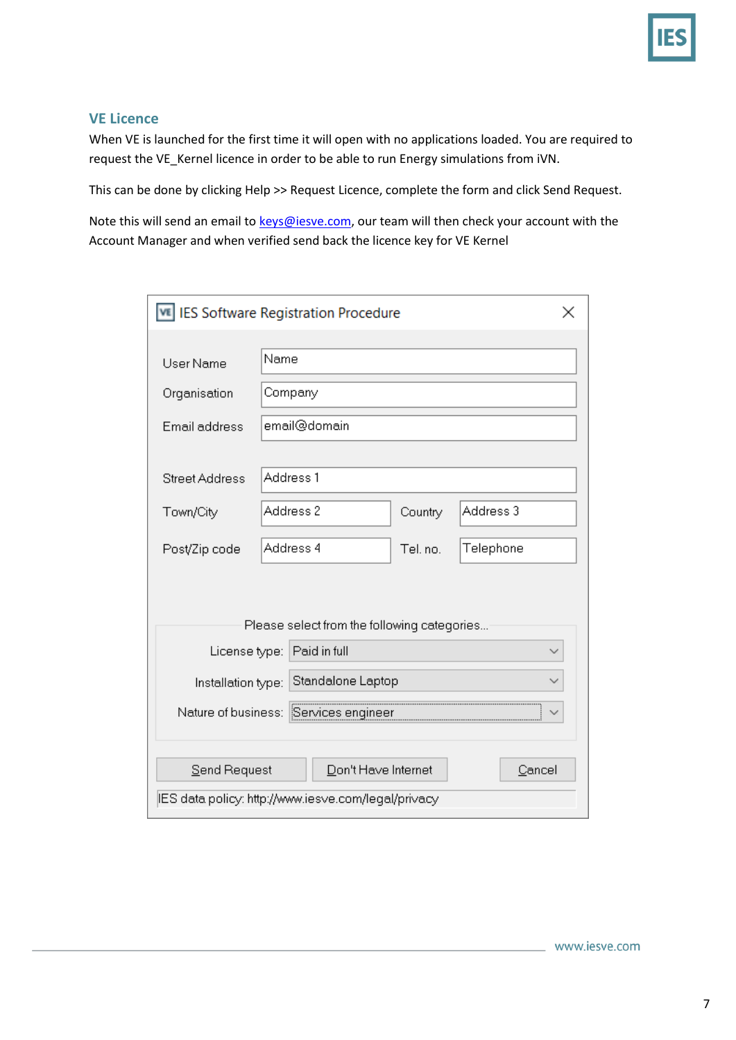## VE Licence

When VE is launched for the first time it will open with no applications loaded. You are required to request the VE_Kernel licence in order to be able to run Energy simulations from iVN.

This can be done by clicking Help >> Request Licence, complete the form and click Send Request.

Note this will send an email to keys@iesve.com, our team will then check your account with the Account Manager and when verified send back the licence key for VE Kernel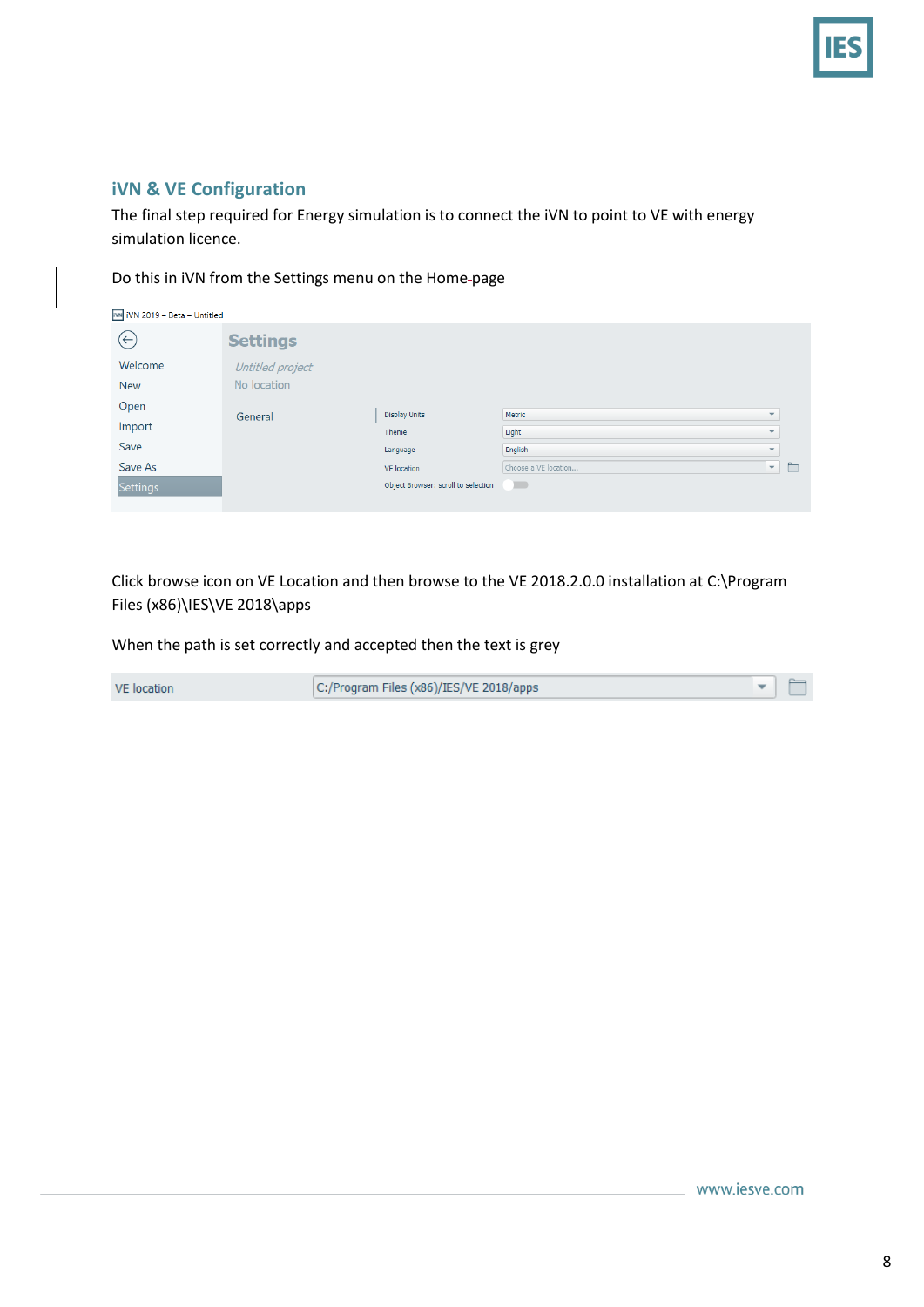## iVN & VE Configuration

The final step required for Energy simulation is to connect the iVN to point to VE with energy simulation licence.

Do this in iVN from the Settings menu on the Home-page

Click browse icon on VE Location and then browse to the VE 2018.2.0.0 installation at C:\Program Files (x86)\IES\VE 2018\apps

When the path is set correctly and accepted then the text is grey